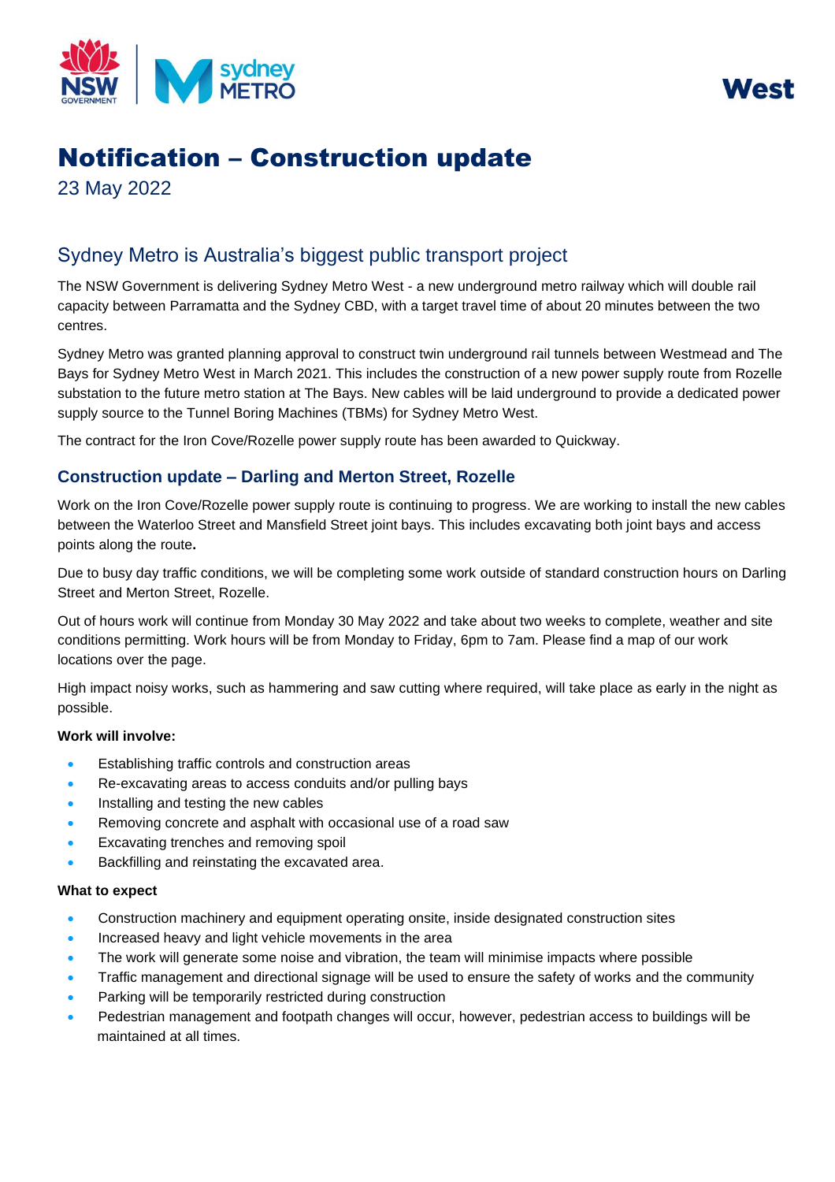West

# Notification – Construction update

23 May 2022

## Sydney Metro is Australia's biggest public transport project

The NSW Government is delivering Sydney Metro West - a new underground metro railway which will double rail capacity between Parramatta and the Sydney CBD, with a target travel time of about 20 minutes between the two centres.

Sydney Metro was granted planning approval to construct twin underground rail tunnels between Westmead and The Bays for Sydney Metro West in March 2021. This includes the construction of a new power supply route from Rozelle substation to the future metro station at The Bays. New cables will be laid underground to provide a dedicated power supply source to the Tunnel Boring Machines (TBMs) for Sydney Metro West.

The contract for the Iron Cove/Rozelle power supply route has been awarded to Quickway.

### Construction update – Darling and Merton Street, Rozelle

Work on the Iron Cove/Rozelle power supply route is continuing to progress. We are working to install the new cables between the Waterloo Street and Mansfield Street joint bays. This includes excavating both joint bays and access points along the route**.**

Due to busy day traffic conditions, we will be completing some work outside of standard construction hours on Darling Street and Merton Street, Rozelle.

Out of hours work will continue from Monday 30 May 2022 and take about two weeks to complete, weather and site conditions permitting. Work hours will be from Monday to Friday, 6pm to 7am. Please find a map of our work locations over the page.

High impact noisy works, such as hammering and saw cutting where required, will take place as early in the night as possible.

**Work will involve:**

- Establishing traffic controls and construction areas
- Re-excavating areas to access conduits and/or pulling bays
- Installing and testing the new cables
- Removing concrete and asphalt with occasional use of a road saw
- Excavating trenches and removing spoil
- Backfilling and reinstating the excavated area.

**What to expect**

- Construction machinery and equipment operating onsite, inside designated construction sites
- Increased heavy and light vehicle movements in the area
- The work will generate some noise and vibration, the team will minimise impacts where possible
- Traffic management and directional signage will be used to ensure the safety of works and the community
- Parking will be temporarily restricted during construction
- Pedestrian management and footpath changes will occur, however, pedestrian access to buildings will be maintained at all times.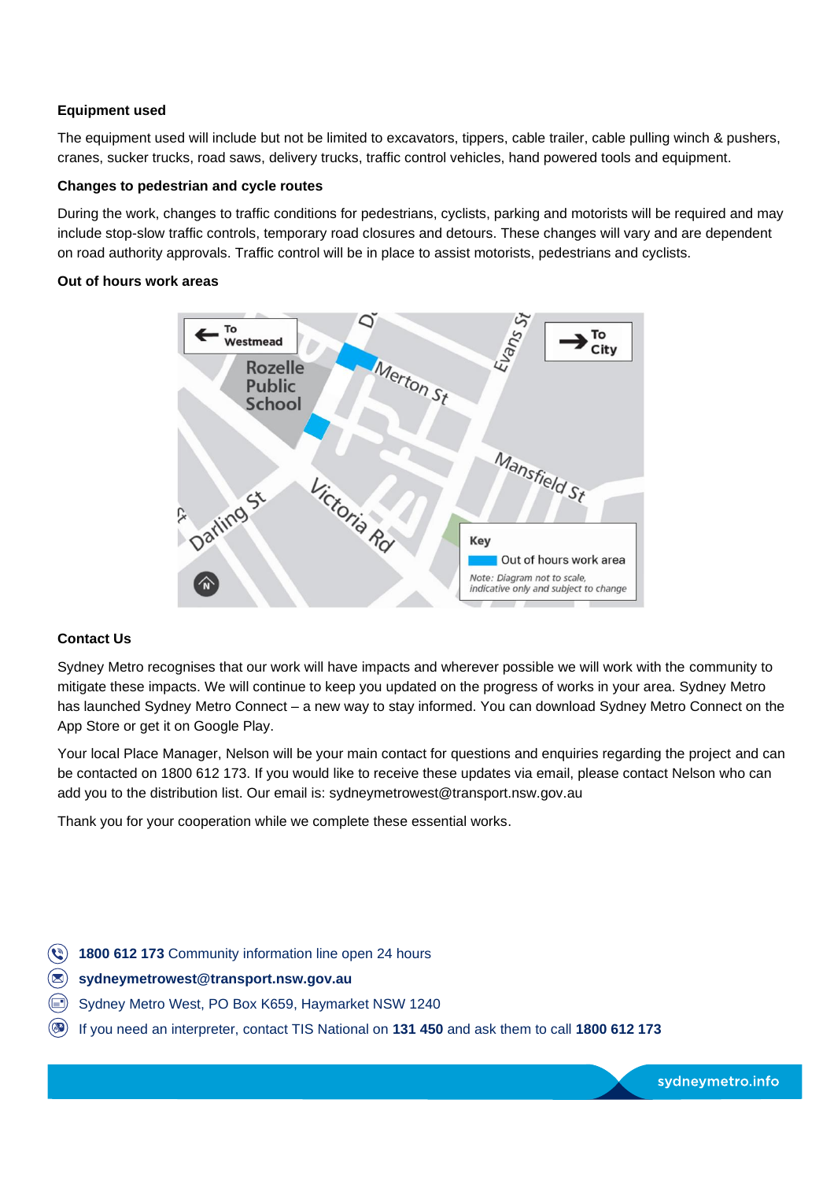**Equipment used**

The equipment used will include but not be limited to excavators, tippers, cable trailer, cable pulling winch & pushers, cranes, sucker trucks, road saws, delivery trucks, traffic control vehicles, hand powered tools and equipment.

**Changes to pedestrian and cycle routes**

During the work, changes to traffic conditions for pedestrians, cyclists, parking and motorists will be required and may include stop-slow traffic controls, temporary road closures and detours. These changes will vary and are dependent on road authority approvals. Traffic control will be in place to assist motorists, pedestrians and cyclists.

**Out of hours work areas**

To Westmead

To City

Rozelle Public School

Merton St

Evans St

Mansfield St

Darling St

Victoria Rd

Key

Out of hours work area

*Note: Diagram not to scale, indicative only and subject to change*

**Contact Us**

Sydney Metro recognises that our work will have impacts and wherever possible we will work with the community to mitigate these impacts. We will continue to keep you updated on the progress of works in your area. Sydney Metro has launched Sydney Metro Connect – a new way to stay informed. You can download Sydney Metro Connect on the App Store or get it on Google Play.

Your local Place Manager, Nelson will be your main contact for questions and enquiries regarding the project and can be contacted on 1800 612 173. If you would like to receive these updates via email, please contact Nelson who can add you to the distribution list. Our email is: sydneymetrowest@transport.nsw.gov.au

Thank you for your cooperation while we complete these essential works.

**1800 612 173** Community information line open 24 hours

**sydneymetrowest@transport.nsw.gov.au**

Sydney Metro West, PO Box K659, Haymarket NSW 1240

If you need an interpreter, contact TIS National on **131 450** and ask them to call **1800 612 173**

sydneymetro.info